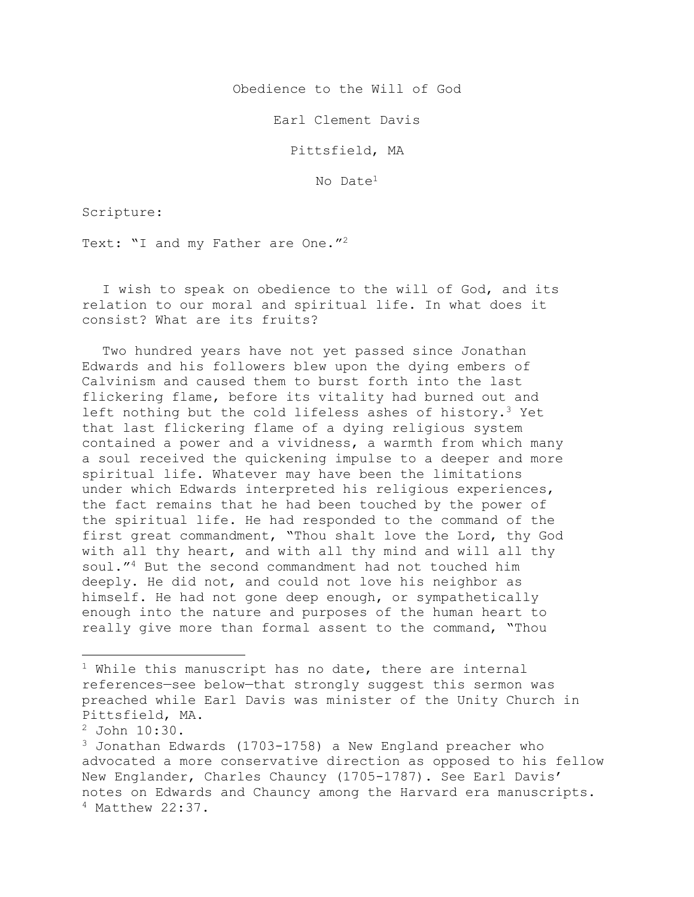# Obedience to the Will of God

Earl Clement Davis

Pittsfield, MA

No Date[1]

Scripture:

Text: "I and my Father are One."[2]

I wish to speak on obedience to the will of God, and its relation to our moral and spiritual life. In what does it consist? What are its fruits?

Two hundred years have not yet passed since Jonathan Edwards and his followers blew upon the dying embers of Calvinism and caused them to burst forth into the last flickering flame, before its vitality had burned out and left nothing but the cold lifeless ashes of history.[3] Yet that last flickering flame of a dying religious system contained a power and a vividness, a warmth from which many a soul received the quickening impulse to a deeper and more spiritual life. Whatever may have been the limitations under which Edwards interpreted his religious experiences, the fact remains that he had been touched by the power of the spiritual life. He had responded to the command of the first great commandment, "Thou shalt love the Lord, thy God with all thy heart, and with all thy mind and will all thy soul."[4] But the second commandment had not touched him deeply. He did not, and could not love his neighbor as himself. He had not gone deep enough, or sympathetically enough into the nature and purposes of the human heart to really give more than formal assent to the command, "Thou

---

[1] While this manuscript has no date, there are internal references—see below—that strongly suggest this sermon was preached while Earl Davis was minister of the Unity Church in Pittsfield, MA.

[2] John 10:30.

[3] Jonathan Edwards (1703-1758) a New England preacher who advocated a more conservative direction as opposed to his fellow New Englander, Charles Chauncy (1705-1787). See Earl Davis' notes on Edwards and Chauncy among the Harvard era manuscripts.

[4] Matthew 22:37.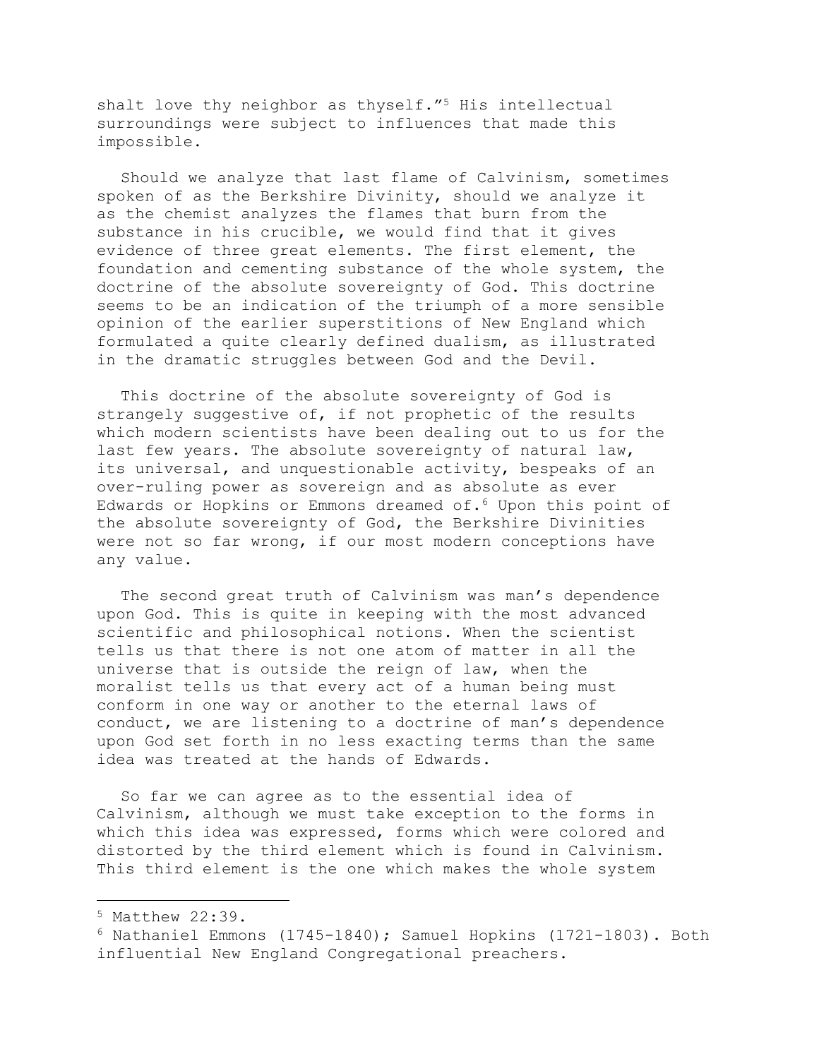shalt love thy neighbor as thyself."[5] His intellectual surroundings were subject to influences that made this impossible.

Should we analyze that last flame of Calvinism, sometimes spoken of as the Berkshire Divinity, should we analyze it as the chemist analyzes the flames that burn from the substance in his crucible, we would find that it gives evidence of three great elements. The first element, the foundation and cementing substance of the whole system, the doctrine of the absolute sovereignty of God. This doctrine seems to be an indication of the triumph of a more sensible opinion of the earlier superstitions of New England which formulated a quite clearly defined dualism, as illustrated in the dramatic struggles between God and the Devil.

This doctrine of the absolute sovereignty of God is strangely suggestive of, if not prophetic of the results which modern scientists have been dealing out to us for the last few years. The absolute sovereignty of natural law, its universal, and unquestionable activity, bespeaks of an over-ruling power as sovereign and as absolute as ever Edwards or Hopkins or Emmons dreamed of.[6] Upon this point of the absolute sovereignty of God, the Berkshire Divinities were not so far wrong, if our most modern conceptions have any value.

The second great truth of Calvinism was man's dependence upon God. This is quite in keeping with the most advanced scientific and philosophical notions. When the scientist tells us that there is not one atom of matter in all the universe that is outside the reign of law, when the moralist tells us that every act of a human being must conform in one way or another to the eternal laws of conduct, we are listening to a doctrine of man's dependence upon God set forth in no less exacting terms than the same idea was treated at the hands of Edwards.

So far we can agree as to the essential idea of Calvinism, although we must take exception to the forms in which this idea was expressed, forms which were colored and distorted by the third element which is found in Calvinism. This third element is the one which makes the whole system

---

[5] Matthew 22:39.

[6] Nathaniel Emmons (1745-1840); Samuel Hopkins (1721-1803). Both influential New England Congregational preachers.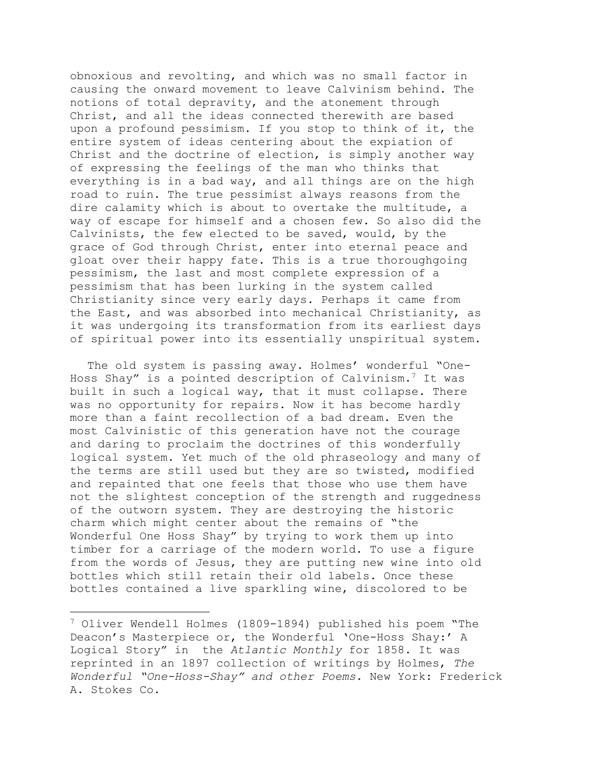obnoxious and revolting, and which was no small factor in causing the onward movement to leave Calvinism behind. The notions of total depravity, and the atonement through Christ, and all the ideas connected therewith are based upon a profound pessimism. If you stop to think of it, the entire system of ideas centering about the expiation of Christ and the doctrine of election, is simply another way of expressing the feelings of the man who thinks that everything is in a bad way, and all things are on the high road to ruin. The true pessimist always reasons from the dire calamity which is about to overtake the multitude, a way of escape for himself and a chosen few. So also did the Calvinists, the few elected to be saved, would, by the grace of God through Christ, enter into eternal peace and gloat over their happy fate. This is a true thoroughgoing pessimism, the last and most complete expression of a pessimism that has been lurking in the system called Christianity since very early days. Perhaps it came from the East, and was absorbed into mechanical Christianity, as it was undergoing its transformation from its earliest days of spiritual power into its essentially unspiritual system.

The old system is passing away. Holmes' wonderful "One-Hoss Shay" is a pointed description of Calvinism.[7] It was built in such a logical way, that it must collapse. There was no opportunity for repairs. Now it has become hardly more than a faint recollection of a bad dream. Even the most Calvinistic of this generation have not the courage and daring to proclaim the doctrines of this wonderfully logical system. Yet much of the old phraseology and many of the terms are still used but they are so twisted, modified and repainted that one feels that those who use them have not the slightest conception of the strength and ruggedness of the outworn system. They are destroying the historic charm which might center about the remains of "the Wonderful One Hoss Shay" by trying to work them up into timber for a carriage of the modern world. To use a figure from the words of Jesus, they are putting new wine into old bottles which still retain their old labels. Once these bottles contained a live sparkling wine, discolored to be

---

[7] Oliver Wendell Holmes (1809-1894) published his poem "The Deacon's Masterpiece or, the Wonderful 'One-Hoss Shay:' A Logical Story" in the *Atlantic Monthly* for 1858. It was reprinted in an 1897 collection of writings by Holmes, *The Wonderful "One-Hoss-Shay" and other Poems.* New York: Frederick A. Stokes Co.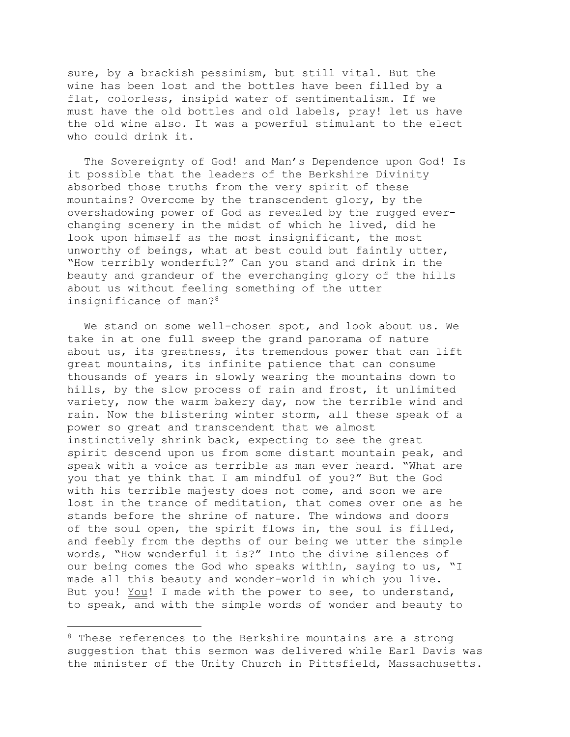sure, by a brackish pessimism, but still vital. But the wine has been lost and the bottles have been filled by a flat, colorless, insipid water of sentimentalism. If we must have the old bottles and old labels, pray! let us have the old wine also. It was a powerful stimulant to the elect who could drink it.

The Sovereignty of God! and Man's Dependence upon God! Is it possible that the leaders of the Berkshire Divinity absorbed those truths from the very spirit of these mountains? Overcome by the transcendent glory, by the overshadowing power of God as revealed by the rugged ever-changing scenery in the midst of which he lived, did he look upon himself as the most insignificant, the most unworthy of beings, what at best could but faintly utter, "How terribly wonderful?" Can you stand and drink in the beauty and grandeur of the everchanging glory of the hills about us without feeling something of the utter insignificance of man?[8]

We stand on some well-chosen spot, and look about us. We take in at one full sweep the grand panorama of nature about us, its greatness, its tremendous power that can lift great mountains, its infinite patience that can consume thousands of years in slowly wearing the mountains down to hills, by the slow process of rain and frost, it unlimited variety, now the warm bakery day, now the terrible wind and rain. Now the blistering winter storm, all these speak of a power so great and transcendent that we almost instinctively shrink back, expecting to see the great spirit descend upon us from some distant mountain peak, and speak with a voice as terrible as man ever heard. "What are you that ye think that I am mindful of you?" But the God with his terrible majesty does not come, and soon we are lost in the trance of meditation, that comes over one as he stands before the shrine of nature. The windows and doors of the soul open, the spirit flows in, the soul is filled, and feebly from the depths of our being we utter the simple words, "How wonderful it is?" Into the divine silences of our being comes the God who speaks within, saying to us, "I made all this beauty and wonder-world in which you live. But you! You! I made with the power to see, to understand, to speak, and with the simple words of wonder and beauty to

---

[8] These references to the Berkshire mountains are a strong suggestion that this sermon was delivered while Earl Davis was the minister of the Unity Church in Pittsfield, Massachusetts.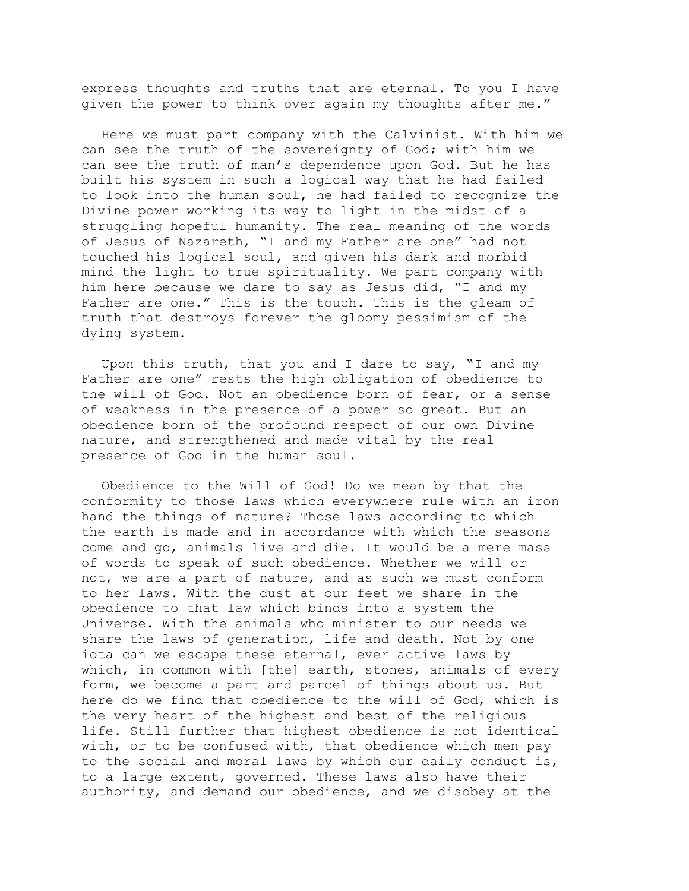express thoughts and truths that are eternal. To you I have given the power to think over again my thoughts after me."

Here we must part company with the Calvinist. With him we can see the truth of the sovereignty of God; with him we can see the truth of man's dependence upon God. But he has built his system in such a logical way that he had failed to look into the human soul, he had failed to recognize the Divine power working its way to light in the midst of a struggling hopeful humanity. The real meaning of the words of Jesus of Nazareth, "I and my Father are one" had not touched his logical soul, and given his dark and morbid mind the light to true spirituality. We part company with him here because we dare to say as Jesus did, "I and my Father are one." This is the touch. This is the gleam of truth that destroys forever the gloomy pessimism of the dying system.

Upon this truth, that you and I dare to say, "I and my Father are one" rests the high obligation of obedience to the will of God. Not an obedience born of fear, or a sense of weakness in the presence of a power so great. But an obedience born of the profound respect of our own Divine nature, and strengthened and made vital by the real presence of God in the human soul.

Obedience to the Will of God! Do we mean by that the conformity to those laws which everywhere rule with an iron hand the things of nature? Those laws according to which the earth is made and in accordance with which the seasons come and go, animals live and die. It would be a mere mass of words to speak of such obedience. Whether we will or not, we are a part of nature, and as such we must conform to her laws. With the dust at our feet we share in the obedience to that law which binds into a system the Universe. With the animals who minister to our needs we share the laws of generation, life and death. Not by one iota can we escape these eternal, ever active laws by which, in common with [the] earth, stones, animals of every form, we become a part and parcel of things about us. But here do we find that obedience to the will of God, which is the very heart of the highest and best of the religious life. Still further that highest obedience is not identical with, or to be confused with, that obedience which men pay to the social and moral laws by which our daily conduct is, to a large extent, governed. These laws also have their authority, and demand our obedience, and we disobey at the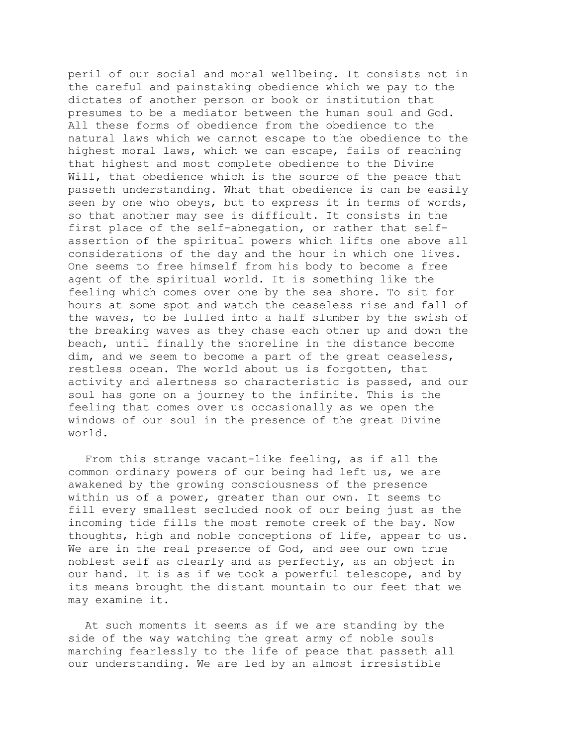peril of our social and moral wellbeing. It consists not in the careful and painstaking obedience which we pay to the dictates of another person or book or institution that presumes to be a mediator between the human soul and God. All these forms of obedience from the obedience to the natural laws which we cannot escape to the obedience to the highest moral laws, which we can escape, fails of reaching that highest and most complete obedience to the Divine Will, that obedience which is the source of the peace that passeth understanding. What that obedience is can be easily seen by one who obeys, but to express it in terms of words, so that another may see is difficult. It consists in the first place of the self-abnegation, or rather that self-assertion of the spiritual powers which lifts one above all considerations of the day and the hour in which one lives. One seems to free himself from his body to become a free agent of the spiritual world. It is something like the feeling which comes over one by the sea shore. To sit for hours at some spot and watch the ceaseless rise and fall of the waves, to be lulled into a half slumber by the swish of the breaking waves as they chase each other up and down the beach, until finally the shoreline in the distance become dim, and we seem to become a part of the great ceaseless, restless ocean. The world about us is forgotten, that activity and alertness so characteristic is passed, and our soul has gone on a journey to the infinite. This is the feeling that comes over us occasionally as we open the windows of our soul in the presence of the great Divine world.

From this strange vacant-like feeling, as if all the common ordinary powers of our being had left us, we are awakened by the growing consciousness of the presence within us of a power, greater than our own. It seems to fill every smallest secluded nook of our being just as the incoming tide fills the most remote creek of the bay. Now thoughts, high and noble conceptions of life, appear to us. We are in the real presence of God, and see our own true noblest self as clearly and as perfectly, as an object in our hand. It is as if we took a powerful telescope, and by its means brought the distant mountain to our feet that we may examine it.

At such moments it seems as if we are standing by the side of the way watching the great army of noble souls marching fearlessly to the life of peace that passeth all our understanding. We are led by an almost irresistible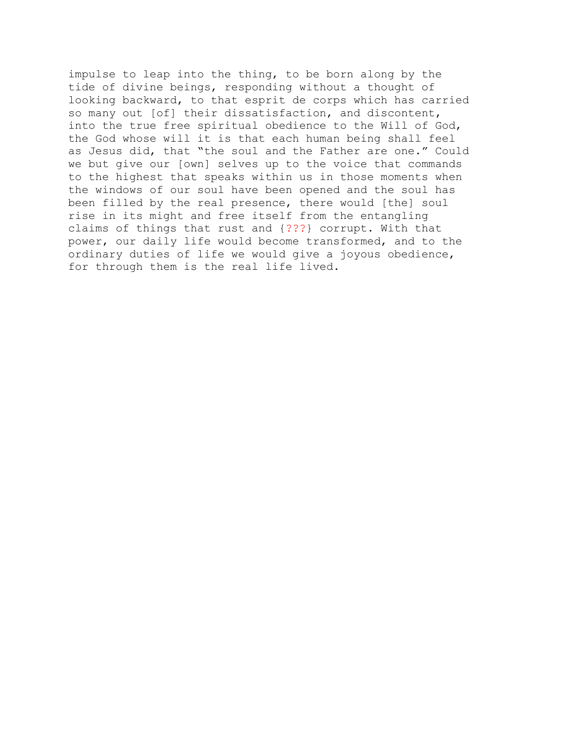impulse to leap into the thing, to be born along by the tide of divine beings, responding without a thought of looking backward, to that esprit de corps which has carried so many out [of] their dissatisfaction, and discontent, into the true free spiritual obedience to the Will of God, the God whose will it is that each human being shall feel as Jesus did, that "the soul and the Father are one." Could we but give our [own] selves up to the voice that commands to the highest that speaks within us in those moments when the windows of our soul have been opened and the soul has been filled by the real presence, there would [the] soul rise in its might and free itself from the entangling claims of things that rust and {???} corrupt. With that power, our daily life would become transformed, and to the ordinary duties of life we would give a joyous obedience, for through them is the real life lived.